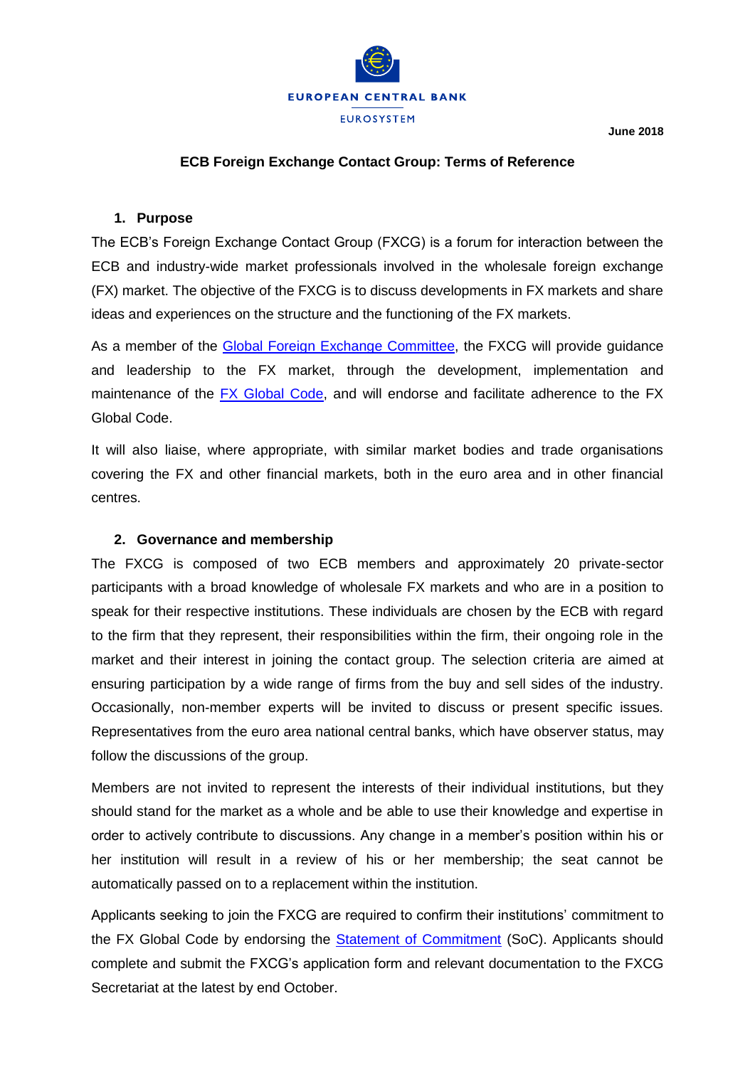EUROPEAN CENTRAL BANK

EUROSYSTEM

**June 2018**

# ECB Foreign Exchange Contact Group: Terms of Reference

## 1. Purpose

The ECB's Foreign Exchange Contact Group (FXCG) is a forum for interaction between the ECB and industry-wide market professionals involved in the wholesale foreign exchange (FX) market. The objective of the FXCG is to discuss developments in FX markets and share ideas and experiences on the structure and the functioning of the FX markets.

As a member of the Global Foreign Exchange Committee, the FXCG will provide guidance and leadership to the FX market, through the development, implementation and maintenance of the FX Global Code, and will endorse and facilitate adherence to the FX Global Code.

It will also liaise, where appropriate, with similar market bodies and trade organisations covering the FX and other financial markets, both in the euro area and in other financial centres.

## 2. Governance and membership

The FXCG is composed of two ECB members and approximately 20 private-sector participants with a broad knowledge of wholesale FX markets and who are in a position to speak for their respective institutions. These individuals are chosen by the ECB with regard to the firm that they represent, their responsibilities within the firm, their ongoing role in the market and their interest in joining the contact group. The selection criteria are aimed at ensuring participation by a wide range of firms from the buy and sell sides of the industry. Occasionally, non-member experts will be invited to discuss or present specific issues. Representatives from the euro area national central banks, which have observer status, may follow the discussions of the group.

Members are not invited to represent the interests of their individual institutions, but they should stand for the market as a whole and be able to use their knowledge and expertise in order to actively contribute to discussions. Any change in a member's position within his or her institution will result in a review of his or her membership; the seat cannot be automatically passed on to a replacement within the institution.

Applicants seeking to join the FXCG are required to confirm their institutions' commitment to the FX Global Code by endorsing the Statement of Commitment (SoC). Applicants should complete and submit the FXCG's application form and relevant documentation to the FXCG Secretariat at the latest by end October.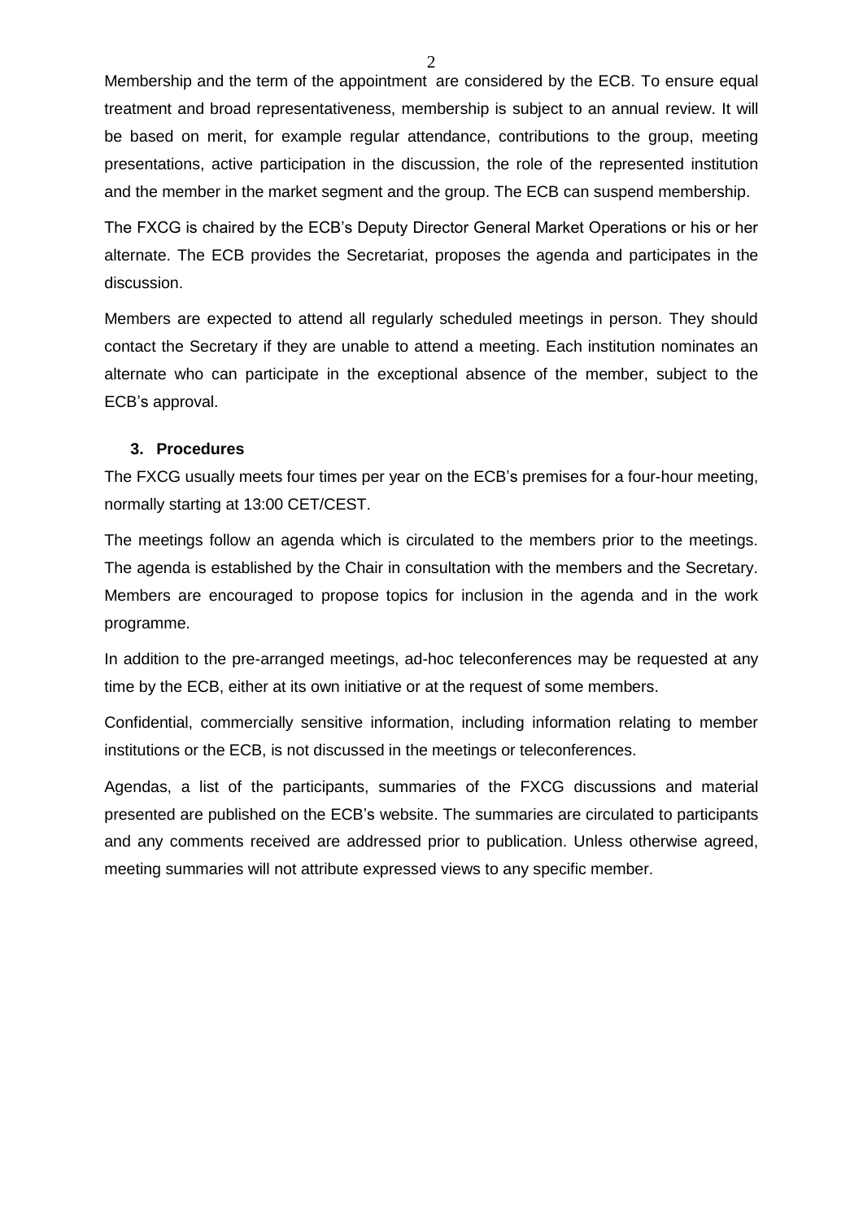Membership and the term of the appointment are considered by the ECB. To ensure equal treatment and broad representativeness, membership is subject to an annual review. It will be based on merit, for example regular attendance, contributions to the group, meeting presentations, active participation in the discussion, the role of the represented institution and the member in the market segment and the group. The ECB can suspend membership.

The FXCG is chaired by the ECB's Deputy Director General Market Operations or his or her alternate. The ECB provides the Secretariat, proposes the agenda and participates in the discussion.

Members are expected to attend all regularly scheduled meetings in person. They should contact the Secretary if they are unable to attend a meeting. Each institution nominates an alternate who can participate in the exceptional absence of the member, subject to the ECB's approval.

### 3. Procedures

The FXCG usually meets four times per year on the ECB's premises for a four-hour meeting, normally starting at 13:00 CET/CEST.

The meetings follow an agenda which is circulated to the members prior to the meetings. The agenda is established by the Chair in consultation with the members and the Secretary. Members are encouraged to propose topics for inclusion in the agenda and in the work programme.

In addition to the pre-arranged meetings, ad-hoc teleconferences may be requested at any time by the ECB, either at its own initiative or at the request of some members.

Confidential, commercially sensitive information, including information relating to member institutions or the ECB, is not discussed in the meetings or teleconferences.

Agendas, a list of the participants, summaries of the FXCG discussions and material presented are published on the ECB's website. The summaries are circulated to participants and any comments received are addressed prior to publication. Unless otherwise agreed, meeting summaries will not attribute expressed views to any specific member.